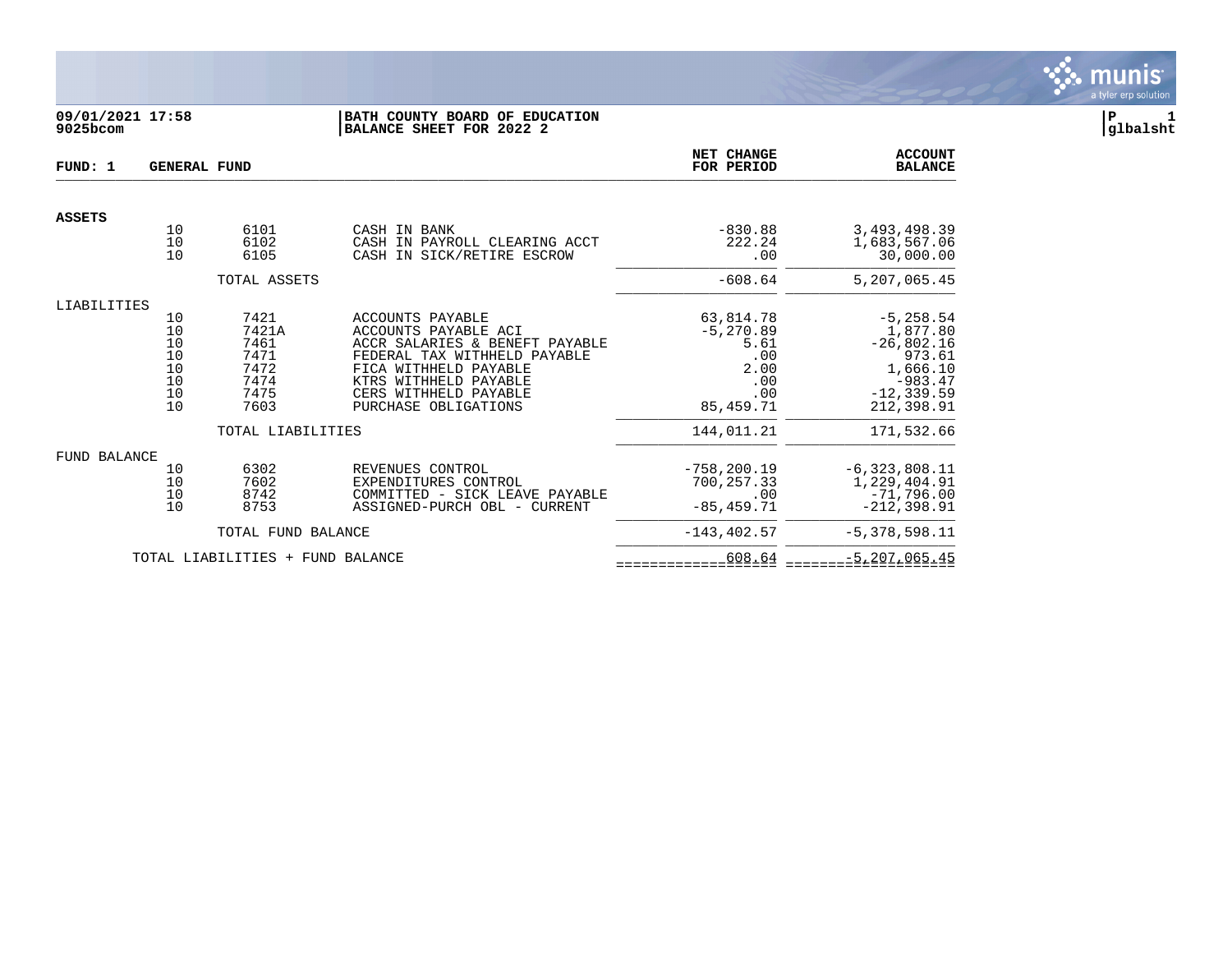**09/01/2021 17:58**
**9025bcom**

**BATH COUNTY BOARD OF EDUCATION**
**BALANCE SHEET FOR 2022 2**

**P 1**
**glbalsht**

| FUND: 1 GENERAL FUND | | | | NET CHANGE FOR PERIOD | ACCOUNT BALANCE |
|---|---|---|---|---|---|
| **ASSETS** | | | | | |
| | 10 | 6101 | CASH IN BANK | -830.88 | 3,493,498.39 |
| | 10 | 6102 | CASH IN PAYROLL CLEARING ACCT | 222.24 | 1,683,567.06 |
| | 10 | 6105 | CASH IN SICK/RETIRE ESCROW | .00 | 30,000.00 |
| | | TOTAL ASSETS | | -608.64 | 5,207,065.45 |
| LIABILITIES | | | | | |
| | 10 | 7421 | ACCOUNTS PAYABLE | 63,814.78 | -5,258.54 |
| | 10 | 7421A | ACCOUNTS PAYABLE ACI | -5,270.89 | 1,877.80 |
| | 10 | 7461 | ACCR SALARIES & BENEFT PAYABLE | 5.61 | -26,802.16 |
| | 10 | 7471 | FEDERAL TAX WITHHELD PAYABLE | .00 | 973.61 |
| | 10 | 7472 | FICA WITHHELD PAYABLE | 2.00 | 1,666.10 |
| | 10 | 7474 | KTRS WITHHELD PAYABLE | .00 | -983.47 |
| | 10 | 7475 | CERS WITHHELD PAYABLE | .00 | -12,339.59 |
| | 10 | 7603 | PURCHASE OBLIGATIONS | 85,459.71 | 212,398.91 |
| | | TOTAL LIABILITIES | | 144,011.21 | 171,532.66 |
| FUND BALANCE | | | | | |
| | 10 | 6302 | REVENUES CONTROL | -758,200.19 | -6,323,808.11 |
| | 10 | 7602 | EXPENDITURES CONTROL | 700,257.33 | 1,229,404.91 |
| | 10 | 8742 | COMMITTED - SICK LEAVE PAYABLE | .00 | -71,796.00 |
| | 10 | 8753 | ASSIGNED-PURCH OBL - CURRENT | -85,459.71 | -212,398.91 |
| | | TOTAL FUND BALANCE | | -143,402.57 | -5,378,598.11 |
| | TOTAL LIABILITIES + FUND BALANCE | | | 608.64 | -5,207,065.45 |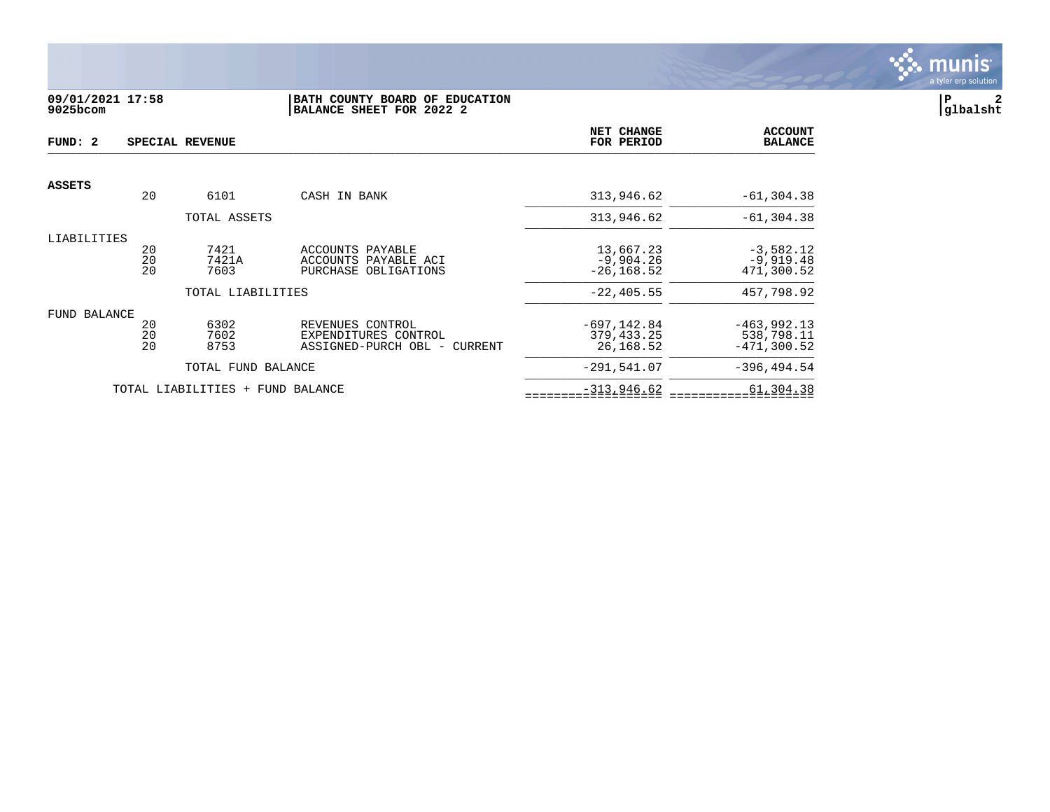**09/01/2021 17:58**
**9025bcom**

**BATH COUNTY BOARD OF EDUCATION**
**BALANCE SHEET FOR 2022 2**

**P 2**
**glbalsht**

| FUND: 2 | SPECIAL REVENUE | | | NET CHANGE FOR PERIOD | ACCOUNT BALANCE |
|---|---|---|---|---|---|
| **ASSETS** | | | | | |
| | 20 | 6101 | CASH IN BANK | 313,946.62 | -61,304.38 |
| | | TOTAL ASSETS | | 313,946.62 | -61,304.38 |
| LIABILITIES | | | | | |
| | 20 | 7421 | ACCOUNTS PAYABLE | 13,667.23 | -3,582.12 |
| | 20 | 7421A | ACCOUNTS PAYABLE ACI | -9,904.26 | -9,919.48 |
| | 20 | 7603 | PURCHASE OBLIGATIONS | -26,168.52 | 471,300.52 |
| | | TOTAL LIABILITIES | | -22,405.55 | 457,798.92 |
| FUND BALANCE | | | | | |
| | 20 | 6302 | REVENUES CONTROL | -697,142.84 | -463,992.13 |
| | 20 | 7602 | EXPENDITURES CONTROL | 379,433.25 | 538,798.11 |
| | 20 | 8753 | ASSIGNED-PURCH OBL - CURRENT | 26,168.52 | -471,300.52 |
| | | TOTAL FUND BALANCE | | -291,541.07 | -396,494.54 |
| | TOTAL LIABILITIES + FUND BALANCE | | | -313,946.62 | 61,304.38 |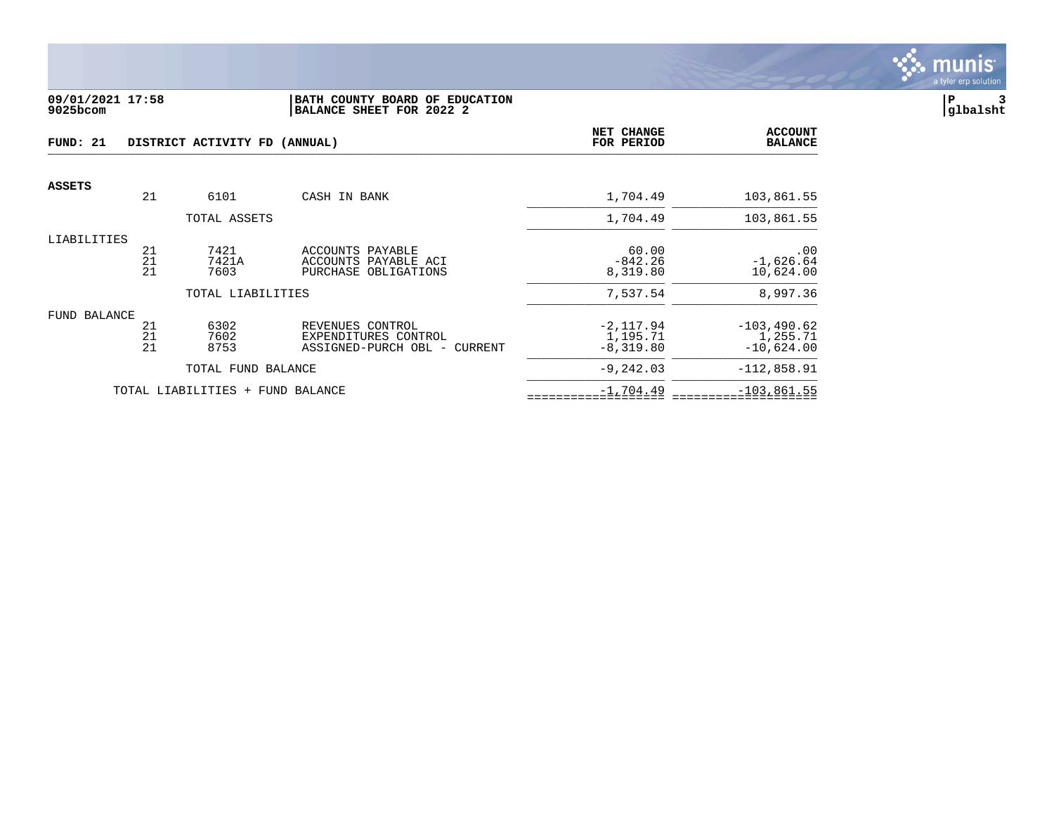**09/01/2021 17:58**
**9025bcom**

**BATH COUNTY BOARD OF EDUCATION**
**BALANCE SHEET FOR 2022 2**

**P 3**
**glbalsht**

## FUND: 21 DISTRICT ACTIVITY FD (ANNUAL)

| | | | | NET CHANGE FOR PERIOD | ACCOUNT BALANCE |
|---|---|---|---|---|---|
| **ASSETS** | | | | | |
| | 21 | 6101 | CASH IN BANK | 1,704.49 | 103,861.55 |
| | | TOTAL ASSETS | | 1,704.49 | 103,861.55 |
| LIABILITIES | | | | | |
| | 21 | 7421 | ACCOUNTS PAYABLE | 60.00 | .00 |
| | 21 | 7421A | ACCOUNTS PAYABLE ACI | -842.26 | -1,626.64 |
| | 21 | 7603 | PURCHASE OBLIGATIONS | 8,319.80 | 10,624.00 |
| | | TOTAL LIABILITIES | | 7,537.54 | 8,997.36 |
| FUND BALANCE | | | | | |
| | 21 | 6302 | REVENUES CONTROL | -2,117.94 | -103,490.62 |
| | 21 | 7602 | EXPENDITURES CONTROL | 1,195.71 | 1,255.71 |
| | 21 | 8753 | ASSIGNED-PURCH OBL - CURRENT | -8,319.80 | -10,624.00 |
| | | TOTAL FUND BALANCE | | -9,242.03 | -112,858.91 |
| | TOTAL LIABILITIES + FUND BALANCE | | | -1,704.49 | -103,861.55 |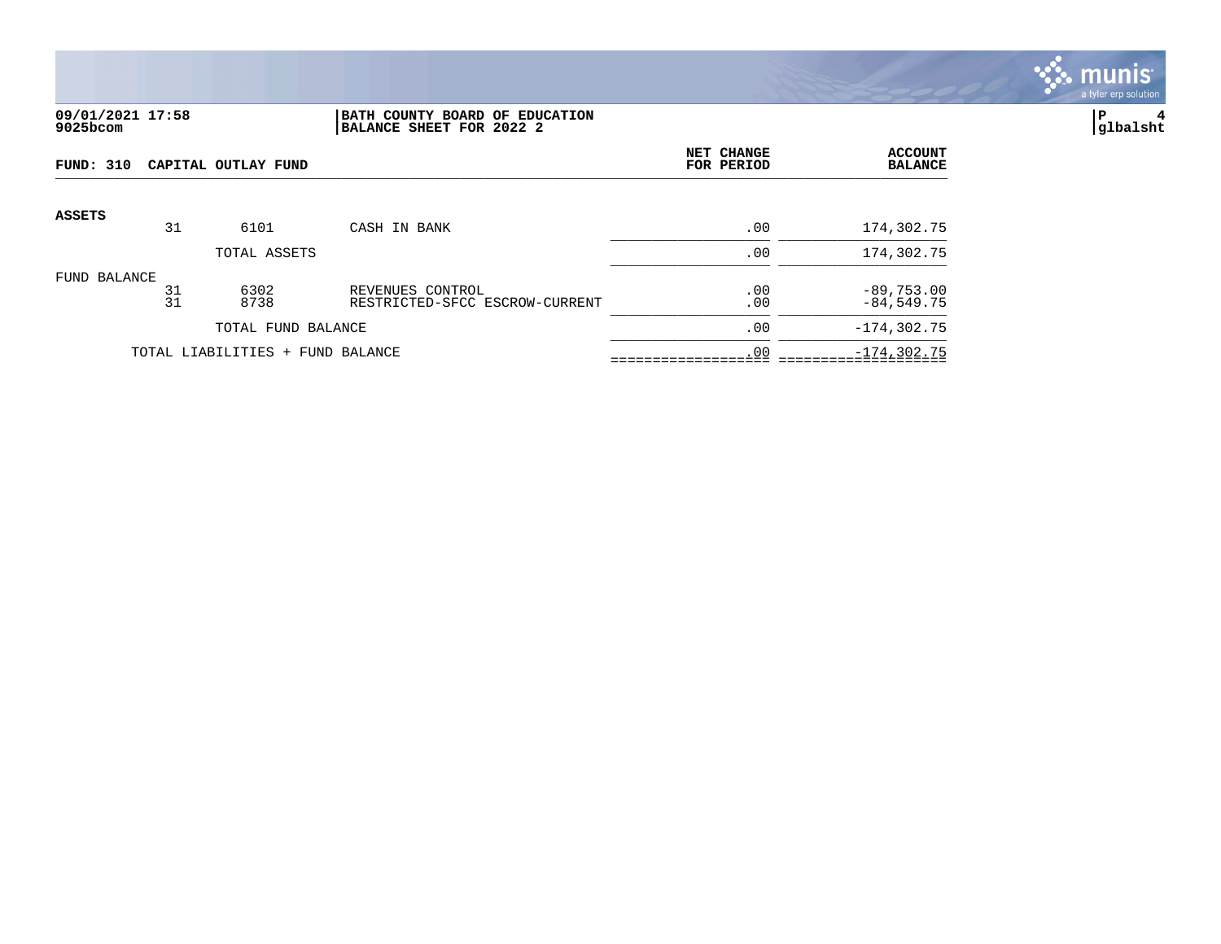**09/01/2021 17:58**
**9025bcom**

**BATH COUNTY BOARD OF EDUCATION**
**BALANCE SHEET FOR 2022 2**

**glbalsht**

| FUND: 310 CAPITAL OUTLAY FUND | | | | NET CHANGE FOR PERIOD | ACCOUNT BALANCE |
|---|---|---|---|---|---|
| **ASSETS** | | | | | |
| | 31 | 6101 | CASH IN BANK | .00 | 174,302.75 |
| | | TOTAL ASSETS | | .00 | 174,302.75 |
| FUND BALANCE | | | | | |
| | 31 | 6302 | REVENUES CONTROL | .00 | -89,753.00 |
| | 31 | 8738 | RESTRICTED-SFCC ESCROW-CURRENT | .00 | -84,549.75 |
| | | TOTAL FUND BALANCE | | .00 | -174,302.75 |
| | TOTAL LIABILITIES + FUND BALANCE | | | .00 | -174,302.75 |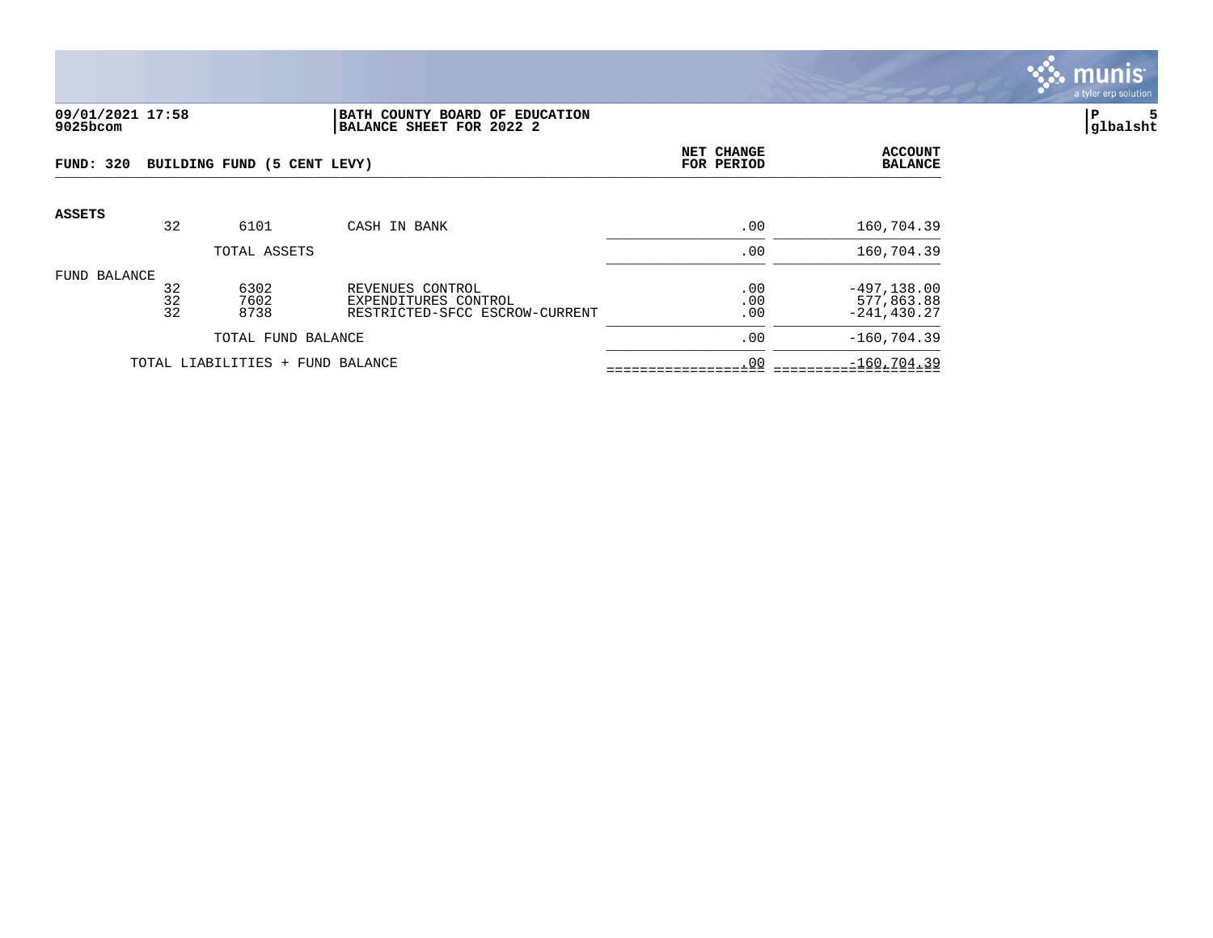09/01/2021 17:58 | BATH COUNTY BOARD OF EDUCATION
9025bcom | BALANCE SHEET FOR 2022 2

P 5
glbalsht

**FUND: 320 BUILDING FUND (5 CENT LEVY)**

| | | | | NET CHANGE FOR PERIOD | ACCOUNT BALANCE |
|---|---|---|---|---|---|
| **ASSETS** | | | | | |
| | 32 | 6101 | CASH IN BANK | .00 | 160,704.39 |
| | | TOTAL ASSETS | | .00 | 160,704.39 |
| FUND BALANCE | | | | | |
| | 32 | 6302 | REVENUES CONTROL | .00 | -497,138.00 |
| | 32 | 7602 | EXPENDITURES CONTROL | .00 | 577,863.88 |
| | 32 | 8738 | RESTRICTED-SFCC ESCROW-CURRENT | .00 | -241,430.27 |
| | | TOTAL FUND BALANCE | | .00 | -160,704.39 |
| | TOTAL LIABILITIES + FUND BALANCE | | | .00 | -160,704.39 |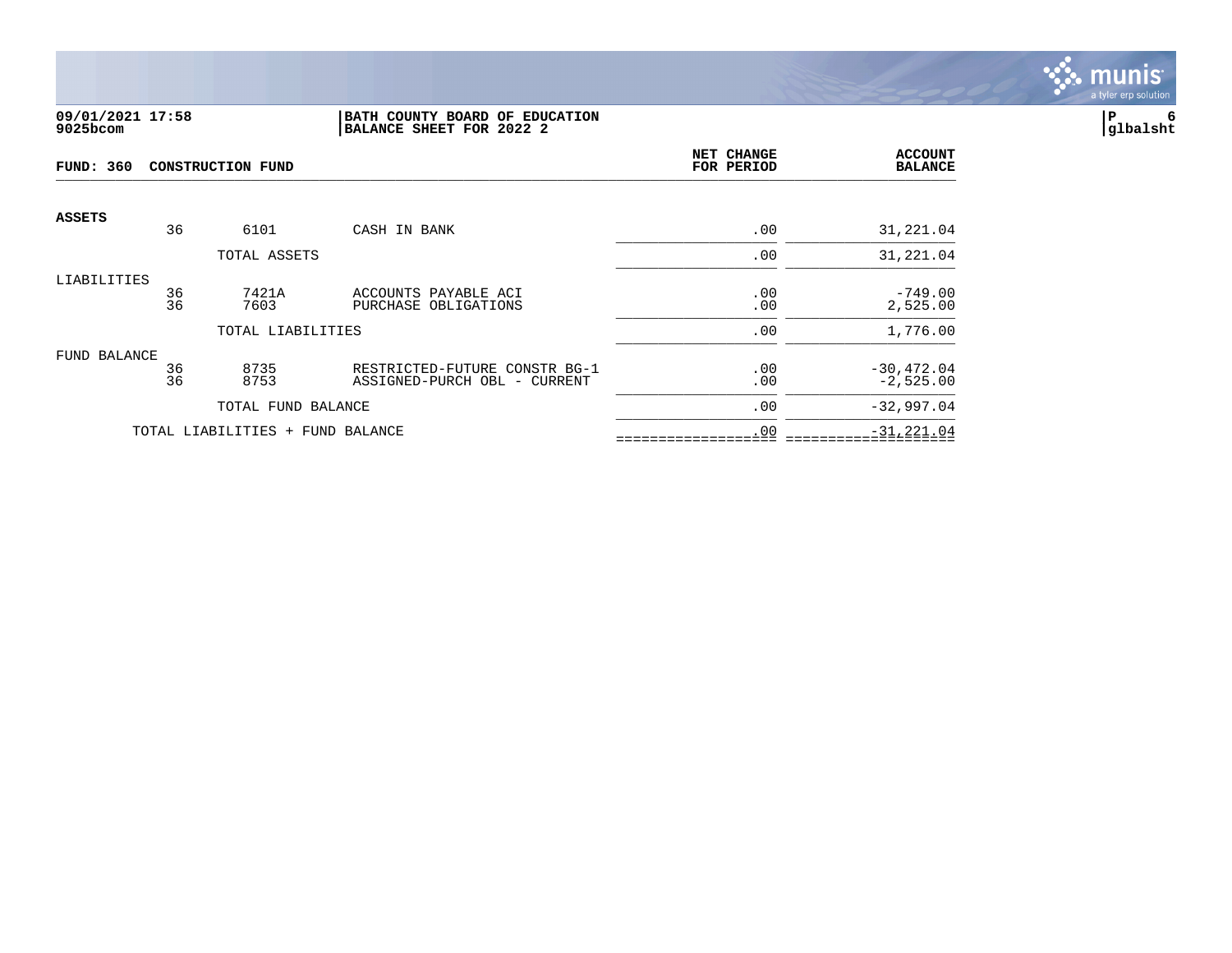**09/01/2021 17:58**
**9025bcom**

**BATH COUNTY BOARD OF EDUCATION**
**BALANCE SHEET FOR 2022 2**

**glbalsht**

| FUND: 360 | CONSTRUCTION FUND | | | NET CHANGE FOR PERIOD | ACCOUNT BALANCE |
|---|---|---|---|---|---|
| **ASSETS** | | | | | |
| | 36 | 6101 | CASH IN BANK | .00 | 31,221.04 |
| | | TOTAL ASSETS | | .00 | 31,221.04 |
| LIABILITIES | | | | | |
| | 36 | 7421A | ACCOUNTS PAYABLE ACI | .00 | -749.00 |
| | 36 | 7603 | PURCHASE OBLIGATIONS | .00 | 2,525.00 |
| | | TOTAL LIABILITIES | | .00 | 1,776.00 |
| FUND BALANCE | | | | | |
| | 36 | 8735 | RESTRICTED-FUTURE CONSTR BG-1 | .00 | -30,472.04 |
| | 36 | 8753 | ASSIGNED-PURCH OBL - CURRENT | .00 | -2,525.00 |
| | | TOTAL FUND BALANCE | | .00 | -32,997.04 |
| | TOTAL LIABILITIES + FUND BALANCE | | | .00 | -31,221.04 |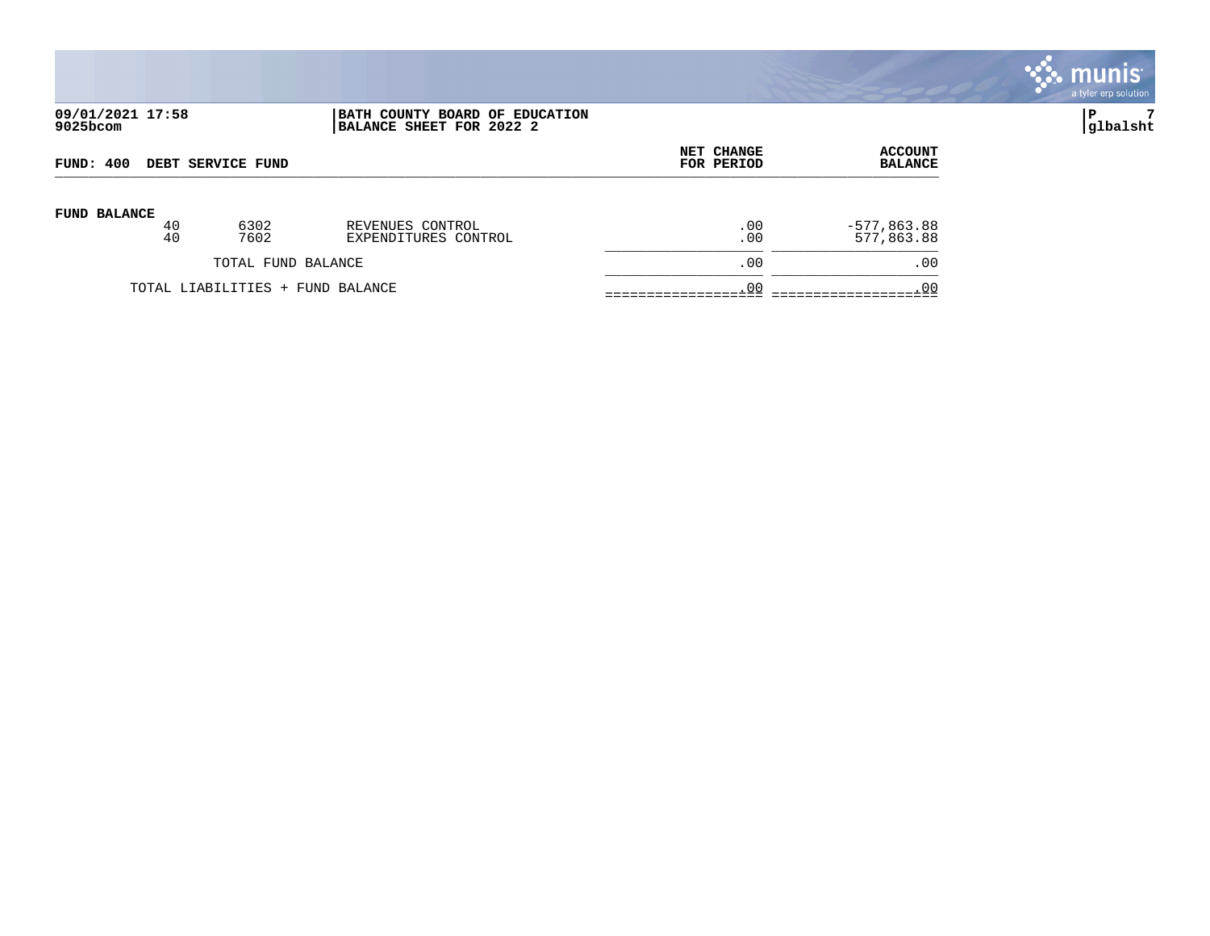09/01/2021 17:58
9025bcom

**BATH COUNTY BOARD OF EDUCATION**
**BALANCE SHEET FOR 2022 2**

P 7
glbalsht

**FUND: 400 DEBT SERVICE FUND**

| | | | | NET CHANGE FOR PERIOD | ACCOUNT BALANCE |
|---|---|---|---|---|---|
| **FUND BALANCE** | | | | | |
| | 40 | 6302 | REVENUES CONTROL | .00 | -577,863.88 |
| | 40 | 7602 | EXPENDITURES CONTROL | .00 | 577,863.88 |
| | TOTAL FUND BALANCE | | | .00 | .00 |
| | TOTAL LIABILITIES + FUND BALANCE | | | .00 | .00 |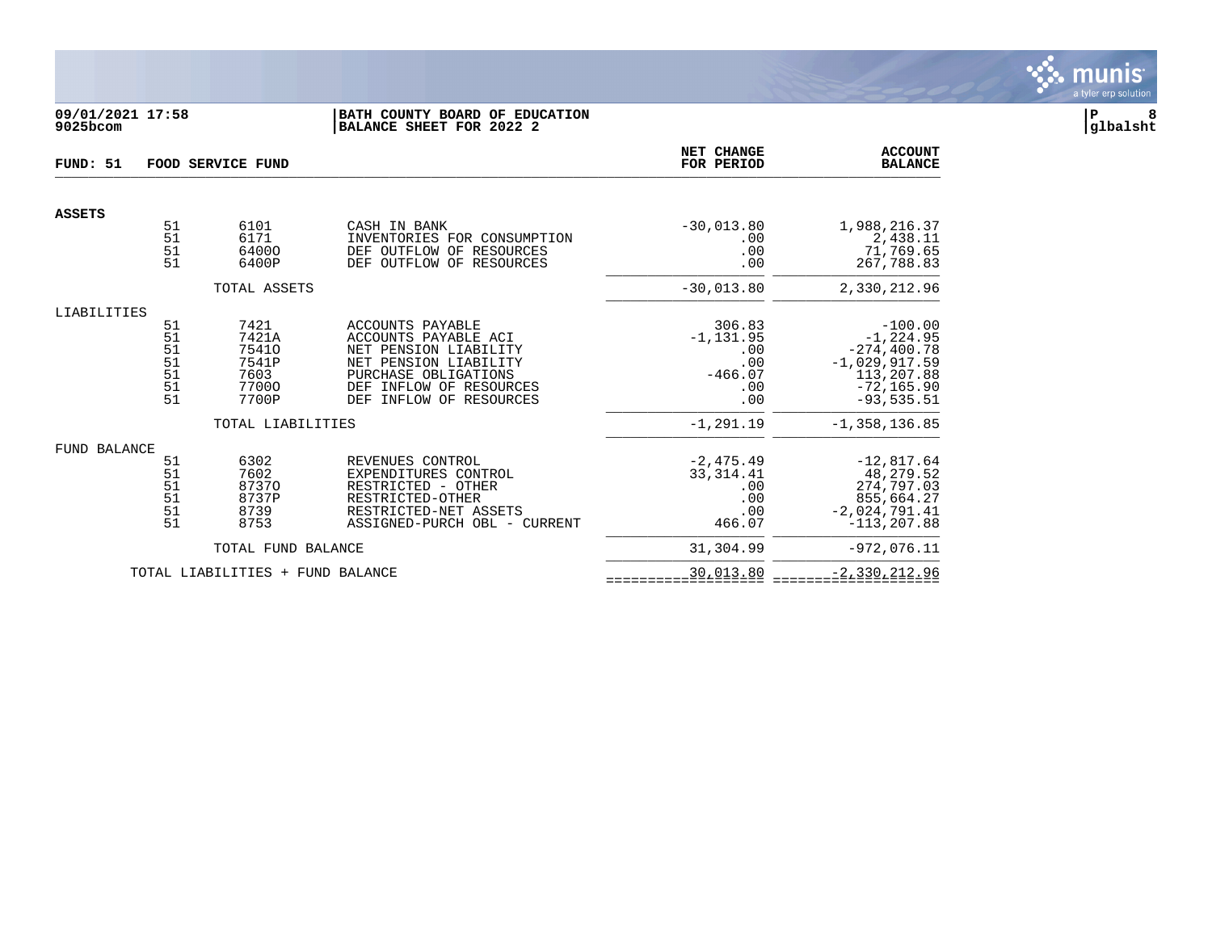09/01/2021 17:58 | BATH COUNTY BOARD OF EDUCATION
9025bcom | BALANCE SHEET FOR 2022 2

glbalsht

**FUND: 51 FOOD SERVICE FUND**

| | | | | NET CHANGE FOR PERIOD | ACCOUNT BALANCE |
|---|---|---|---|---|---|
| **ASSETS** | | | | | |
| | 51 | 6101 | CASH IN BANK | -30,013.80 | 1,988,216.37 |
| | 51 | 6171 | INVENTORIES FOR CONSUMPTION | .00 | 2,438.11 |
| | 51 | 6400O | DEF OUTFLOW OF RESOURCES | .00 | 71,769.65 |
| | 51 | 6400P | DEF OUTFLOW OF RESOURCES | .00 | 267,788.83 |
| | | TOTAL ASSETS | | -30,013.80 | 2,330,212.96 |
| LIABILITIES | | | | | |
| | 51 | 7421 | ACCOUNTS PAYABLE | 306.83 | -100.00 |
| | 51 | 7421A | ACCOUNTS PAYABLE ACI | -1,131.95 | -1,224.95 |
| | 51 | 7541O | NET PENSION LIABILITY | .00 | -274,400.78 |
| | 51 | 7541P | NET PENSION LIABILITY | .00 | -1,029,917.59 |
| | 51 | 7603 | PURCHASE OBLIGATIONS | -466.07 | 113,207.88 |
| | 51 | 7700O | DEF INFLOW OF RESOURCES | .00 | -72,165.90 |
| | 51 | 7700P | DEF INFLOW OF RESOURCES | .00 | -93,535.51 |
| | | TOTAL LIABILITIES | | -1,291.19 | -1,358,136.85 |
| FUND BALANCE | | | | | |
| | 51 | 6302 | REVENUES CONTROL | -2,475.49 | -12,817.64 |
| | 51 | 7602 | EXPENDITURES CONTROL | 33,314.41 | 48,279.52 |
| | 51 | 8737O | RESTRICTED - OTHER | .00 | 274,797.03 |
| | 51 | 8737P | RESTRICTED-OTHER | .00 | 855,664.27 |
| | 51 | 8739 | RESTRICTED-NET ASSETS | .00 | -2,024,791.41 |
| | 51 | 8753 | ASSIGNED-PURCH OBL - CURRENT | 466.07 | -113,207.88 |
| | | TOTAL FUND BALANCE | | 31,304.99 | -972,076.11 |
| | TOTAL LIABILITIES + FUND BALANCE | | | 30,013.80 | -2,330,212.96 |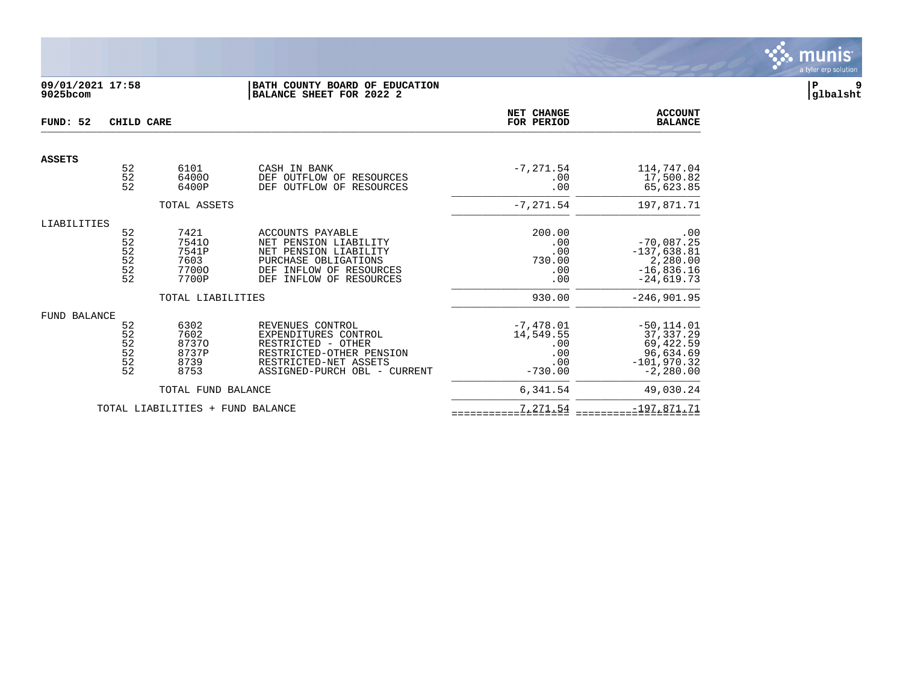09/01/2021 17:58
9025bcom

**BATH COUNTY BOARD OF EDUCATION**
**BALANCE SHEET FOR 2022 2**

P 9
glbalsht

**FUND: 52 CHILD CARE**

| | | | | NET CHANGE FOR PERIOD | ACCOUNT BALANCE |
|---|---|---|---|---|---|
| **ASSETS** | | | | | |
| | 52 | 6101 | CASH IN BANK | -7,271.54 | 114,747.04 |
| | 52 | 6400O | DEF OUTFLOW OF RESOURCES | .00 | 17,500.82 |
| | 52 | 6400P | DEF OUTFLOW OF RESOURCES | .00 | 65,623.85 |
| | | TOTAL ASSETS | | -7,271.54 | 197,871.71 |
| LIABILITIES | | | | | |
| | 52 | 7421 | ACCOUNTS PAYABLE | 200.00 | .00 |
| | 52 | 7541O | NET PENSION LIABILITY | .00 | -70,087.25 |
| | 52 | 7541P | NET PENSION LIABILITY | .00 | -137,638.81 |
| | 52 | 7603 | PURCHASE OBLIGATIONS | 730.00 | 2,280.00 |
| | 52 | 7700O | DEF INFLOW OF RESOURCES | .00 | -16,836.16 |
| | 52 | 7700P | DEF INFLOW OF RESOURCES | .00 | -24,619.73 |
| | | TOTAL LIABILITIES | | 930.00 | -246,901.95 |
| FUND BALANCE | | | | | |
| | 52 | 6302 | REVENUES CONTROL | -7,478.01 | -50,114.01 |
| | 52 | 7602 | EXPENDITURES CONTROL | 14,549.55 | 37,337.29 |
| | 52 | 8737O | RESTRICTED - OTHER | .00 | 69,422.59 |
| | 52 | 8737P | RESTRICTED-OTHER PENSION | .00 | 96,634.69 |
| | 52 | 8739 | RESTRICTED-NET ASSETS | .00 | -101,970.32 |
| | 52 | 8753 | ASSIGNED-PURCH OBL - CURRENT | -730.00 | -2,280.00 |
| | | TOTAL FUND BALANCE | | 6,341.54 | 49,030.24 |
| | | TOTAL LIABILITIES + FUND BALANCE | | 7,271.54 | -197,871.71 |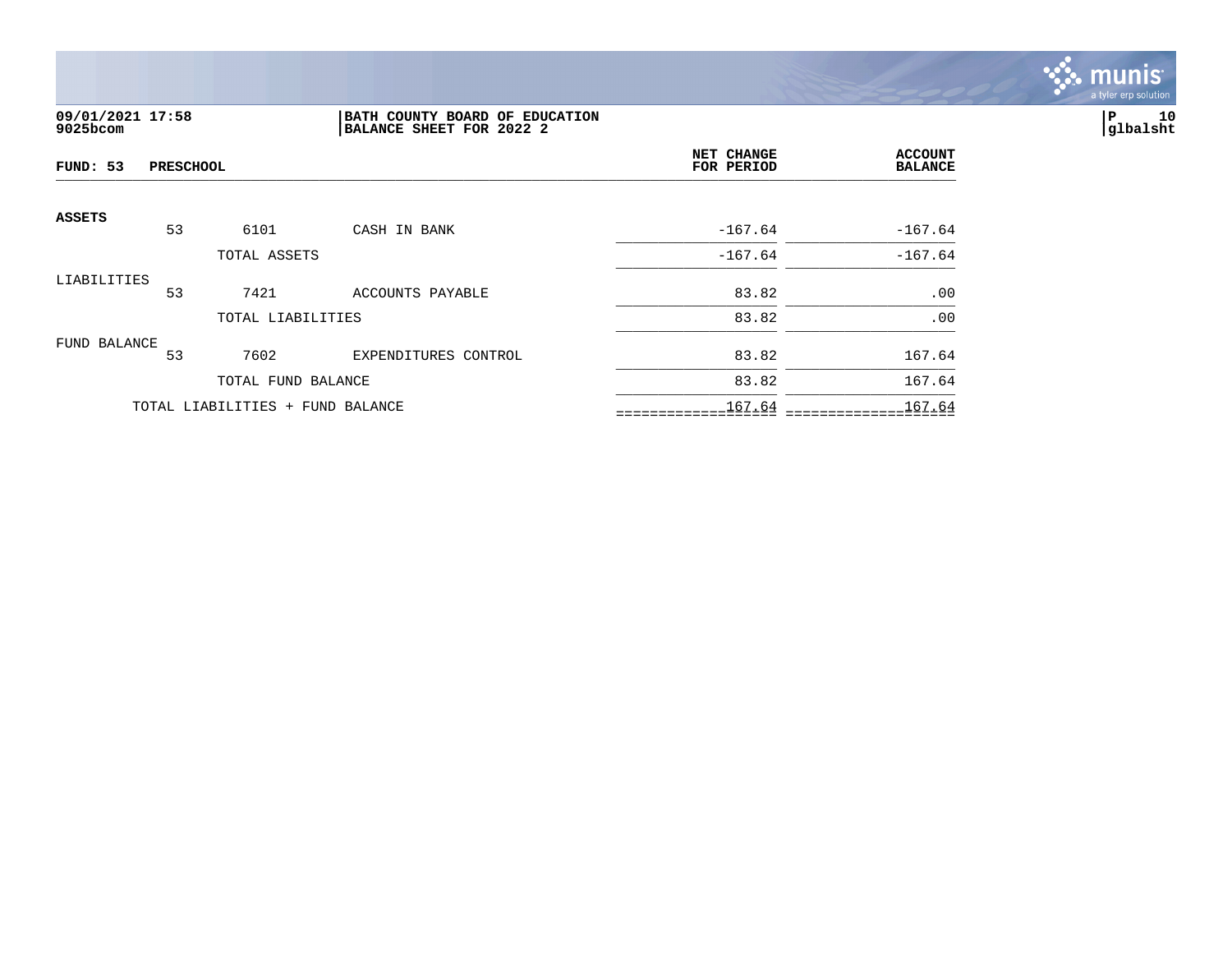09/01/2021 17:58 | BATH COUNTY BOARD OF EDUCATION | P 10
9025bcom | BALANCE SHEET FOR 2022 2 | glbalsht

| FUND: 53 PRESCHOOL | | | | NET CHANGE FOR PERIOD | ACCOUNT BALANCE |
|---|---|---|---|---|---|
| **ASSETS** | | | | | |
| | 53 | 6101 | CASH IN BANK | -167.64 | -167.64 |
| | | TOTAL ASSETS | | -167.64 | -167.64 |
| LIABILITIES | | | | | |
| | 53 | 7421 | ACCOUNTS PAYABLE | 83.82 | .00 |
| | | TOTAL LIABILITIES | | 83.82 | .00 |
| FUND BALANCE | | | | | |
| | 53 | 7602 | EXPENDITURES CONTROL | 83.82 | 167.64 |
| | | TOTAL FUND BALANCE | | 83.82 | 167.64 |
| | TOTAL LIABILITIES + FUND BALANCE | | | 167.64 | 167.64 |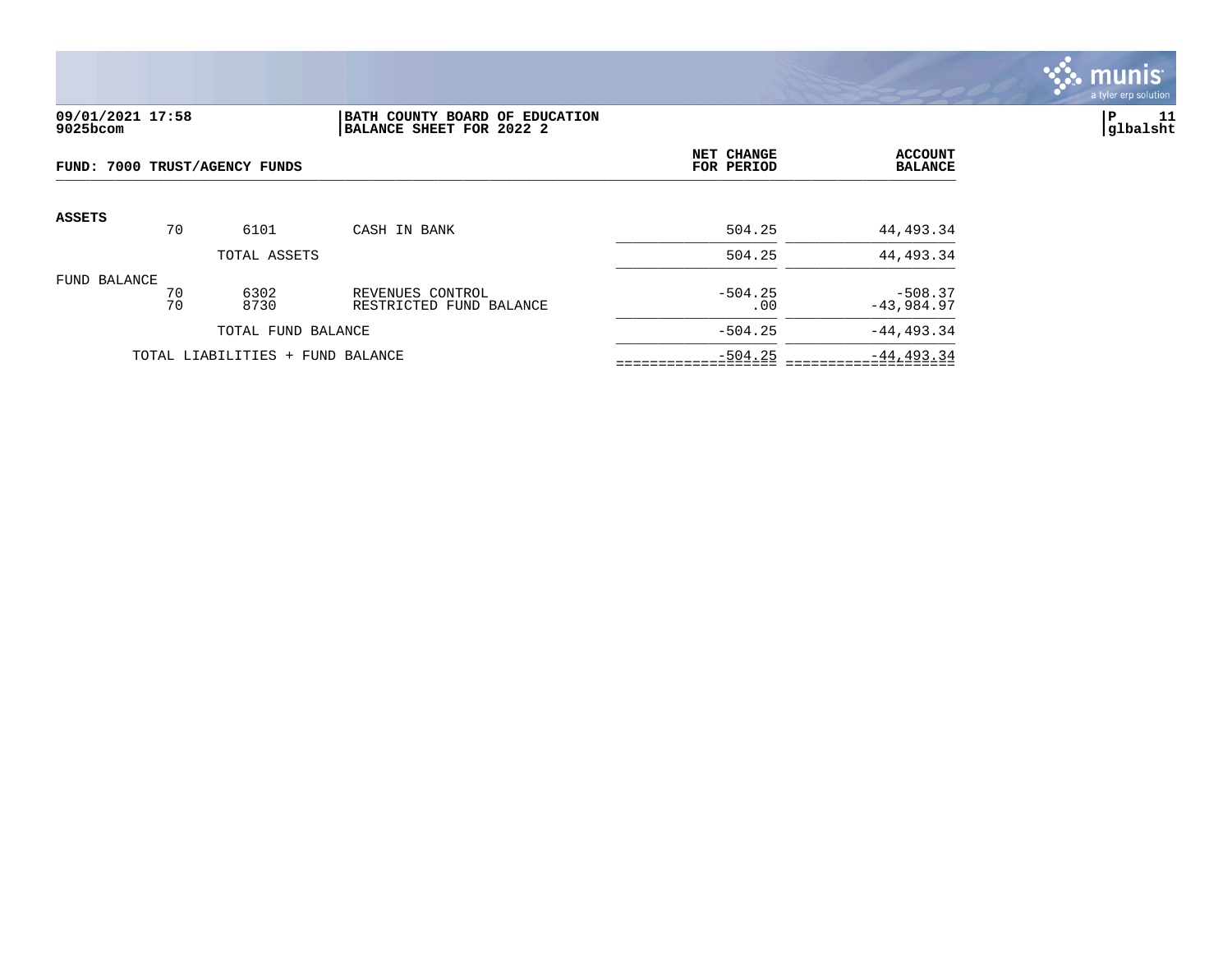09/01/2021 17:58
9025bcom

BATH COUNTY BOARD OF EDUCATION
BALANCE SHEET FOR 2022 2

P 11
glbalsht

## FUND: 7000 TRUST/AGENCY FUNDS

| | | | | NET CHANGE FOR PERIOD | ACCOUNT BALANCE |
|---|---|---|---|---|---|
| **ASSETS** | | | | | |
| | 70 | 6101 | CASH IN BANK | 504.25 | 44,493.34 |
| | | TOTAL ASSETS | | 504.25 | 44,493.34 |
| FUND BALANCE | | | | | |
| | 70 | 6302 | REVENUES CONTROL | -504.25 | -508.37 |
| | 70 | 8730 | RESTRICTED FUND BALANCE | .00 | -43,984.97 |
| | | TOTAL FUND BALANCE | | -504.25 | -44,493.34 |
| | TOTAL LIABILITIES + FUND BALANCE | | | -504.25 | -44,493.34 |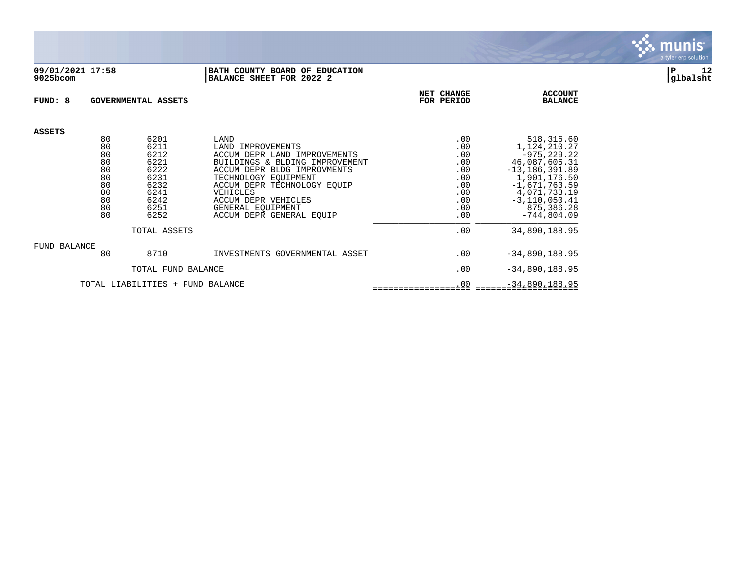**BATH COUNTY BOARD OF EDUCATION**
**BALANCE SHEET FOR 2022 2**

09/01/2021 17:58
9025bcom

glbalsht

**FUND: 8 GOVERNMENTAL ASSETS**

| | | | | NET CHANGE FOR PERIOD | ACCOUNT BALANCE |
|---|---|---|---|---|---|
| **ASSETS** | | | | | |
| | 80 | 6201 | LAND | .00 | 518,316.60 |
| | 80 | 6211 | LAND IMPROVEMENTS | .00 | 1,124,210.27 |
| | 80 | 6212 | ACCUM DEPR LAND IMPROVEMENTS | .00 | -975,229.22 |
| | 80 | 6221 | BUILDINGS & BLDING IMPROVEMENT | .00 | 46,087,605.31 |
| | 80 | 6222 | ACCUM DEPR BLDG IMPROVMENTS | .00 | -13,186,391.89 |
| | 80 | 6231 | TECHNOLOGY EQUIPMENT | .00 | 1,901,176.50 |
| | 80 | 6232 | ACCUM DEPR TECHNOLOGY EQUIP | .00 | -1,671,763.59 |
| | 80 | 6241 | VEHICLES | .00 | 4,071,733.19 |
| | 80 | 6242 | ACCUM DEPR VEHICLES | .00 | -3,110,050.41 |
| | 80 | 6251 | GENERAL EQUIPMENT | .00 | 875,386.28 |
| | 80 | 6252 | ACCUM DEPR GENERAL EQUIP | .00 | -744,804.09 |
| | | TOTAL ASSETS | | .00 | 34,890,188.95 |
| FUND BALANCE | | | | | |
| | 80 | 8710 | INVESTMENTS GOVERNMENTAL ASSET | .00 | -34,890,188.95 |
| | | TOTAL FUND BALANCE | | .00 | -34,890,188.95 |
| | TOTAL LIABILITIES + FUND BALANCE | | | .00 | -34,890,188.95 |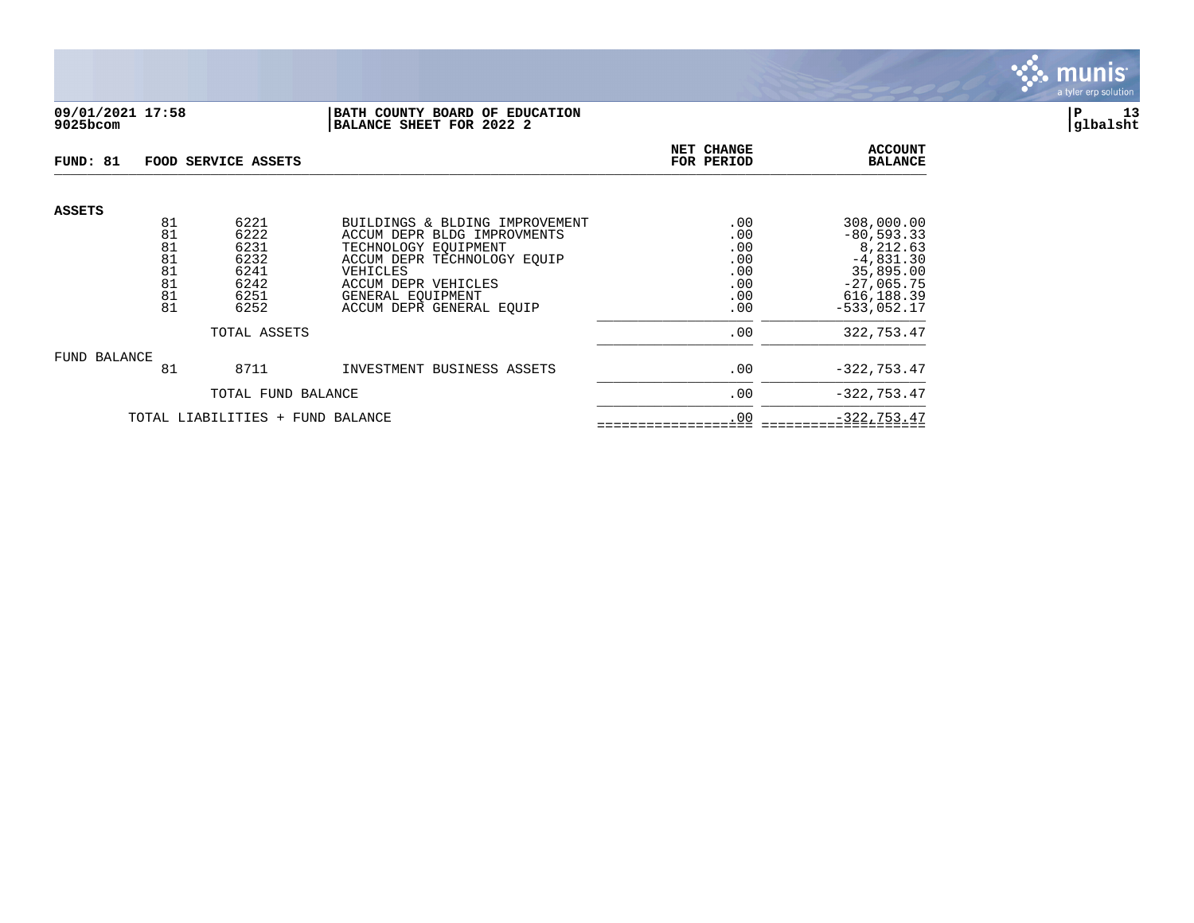09/01/2021 17:58
9025bcom

**BATH COUNTY BOARD OF EDUCATION**
**BALANCE SHEET FOR 2022 2**

P 13
glbalsht

**FUND: 81 FOOD SERVICE ASSETS**

| | | | | NET CHANGE FOR PERIOD | ACCOUNT BALANCE |
|---|---|---|---|---|---|
| **ASSETS** | | | | | |
| | 81 | 6221 | BUILDINGS & BLDING IMPROVEMENT | .00 | 308,000.00 |
| | 81 | 6222 | ACCUM DEPR BLDG IMPROVMENTS | .00 | -80,593.33 |
| | 81 | 6231 | TECHNOLOGY EQUIPMENT | .00 | 8,212.63 |
| | 81 | 6232 | ACCUM DEPR TECHNOLOGY EQUIP | .00 | -4,831.30 |
| | 81 | 6241 | VEHICLES | .00 | 35,895.00 |
| | 81 | 6242 | ACCUM DEPR VEHICLES | .00 | -27,065.75 |
| | 81 | 6251 | GENERAL EQUIPMENT | .00 | 616,188.39 |
| | 81 | 6252 | ACCUM DEPR GENERAL EQUIP | .00 | -533,052.17 |
| | | TOTAL ASSETS | | .00 | 322,753.47 |
| FUND BALANCE | | | | | |
| | 81 | 8711 | INVESTMENT BUSINESS ASSETS | .00 | -322,753.47 |
| | | TOTAL FUND BALANCE | | .00 | -322,753.47 |
| | TOTAL LIABILITIES + FUND BALANCE | | | .00 | -322,753.47 |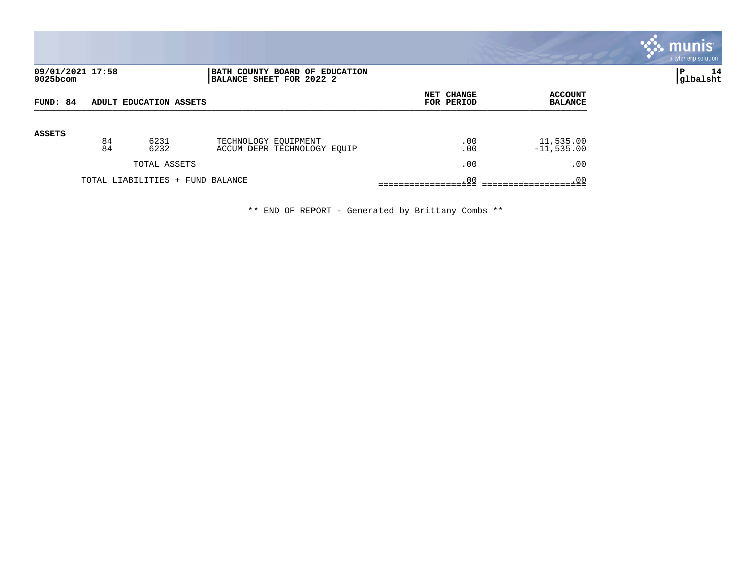**09/01/2021 17:58**
**9025bcom**

**BATH COUNTY BOARD OF EDUCATION**
**BALANCE SHEET FOR 2022 2**

**P 14**
**glbalsht**

| FUND: 84 | ADULT EDUCATION ASSETS | | | NET CHANGE FOR PERIOD | ACCOUNT BALANCE |
|---|---|---|---|---|---|
| **ASSETS** | | | | | |
| | 84 | 6231 | TECHNOLOGY EQUIPMENT | .00 | 11,535.00 |
| | 84 | 6232 | ACCUM DEPR TECHNOLOGY EQUIP | .00 | -11,535.00 |
| | TOTAL ASSETS | | | .00 | .00 |
| | TOTAL LIABILITIES + FUND BALANCE | | | .00 | .00 |

** END OF REPORT - Generated by Brittany Combs **